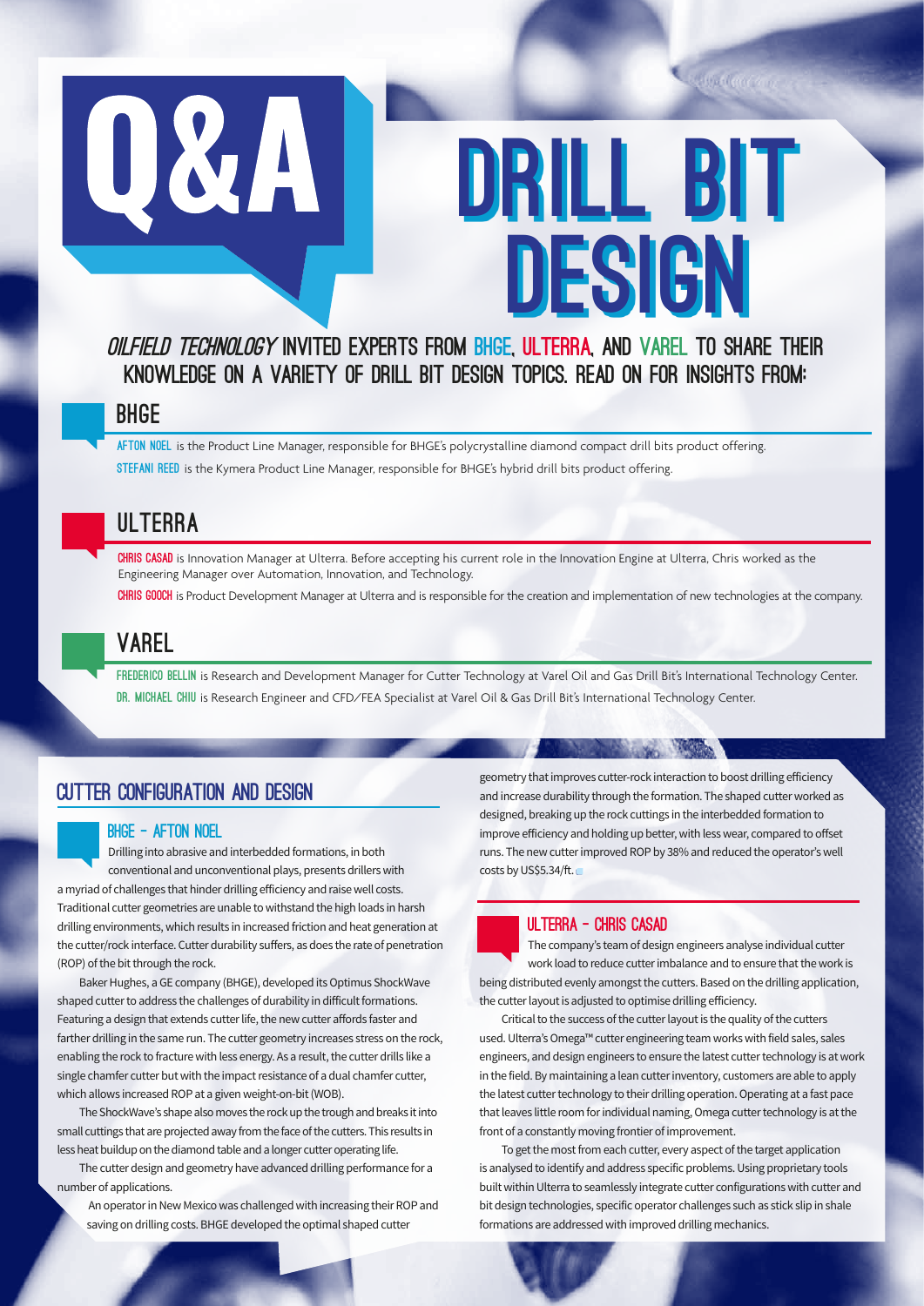# Q&A

# DRILL BIT DESIGN

*OILFIELD TECHNOLOGY* INVITED EXPERTS FROM BHGE, ULTERRA, AND VAREL TO SHARE THEIR KNOWLEDGE ON A VARIETY OF DRILL BIT DESIGN TOPICS. READ ON FOR INSIGHTS FROM:

## BHGE

**AFTON NOEL** is the Product Line Manager, responsible for BHGE's polycrystalline diamond compact drill bits product offering.

**STEFANI REED** is the Kymera Product Line Manager, responsible for BHGE's hybrid drill bits product offering.

## ULTERRA

**CHRIS CASAD** is Innovation Manager at Ulterra. Before accepting his current role in the Innovation Engine at Ulterra, Chris worked as the Engineering Manager over Automation, Innovation, and Technology.

**CHRIS GOOCH** is Product Development Manager at Ulterra and is responsible for the creation and implementation of new technologies at the company.

## VAREL

**FREDERICO BELLIN** is Research and Development Manager for Cutter Technology at Varel Oil and Gas Drill Bit's International Technology Center.

**DR. MICHAEL CHIU** is Research Engineer and CFD/FEA Specialist at Varel Oil & Gas Drill Bit's International Technology Center.

## CUTTER CONFIGURATION AND DESIGN

### BHGE – AFTON NOEL

Drilling into abrasive and interbedded formations, in both conventional and unconventional plays, presents drillers with a myriad of challenges that hinder drilling efficiency and raise well costs. Traditional cutter geometries are unable to withstand the high loads in harsh drilling environments, which results in increased friction and heat generation at the cutter/rock interface. Cutter durability suffers, as does the rate of penetration (ROP) of the bit through the rock.

Baker Hughes, a GE company (BHGE), developed its Optimus ShockWave shaped cutter to address the challenges of durability in difficult formations. Featuring a design that extends cutter life, the new cutter affords faster and farther drilling in the same run. The cutter geometry increases stress on the rock, enabling the rock to fracture with less energy. As a result, the cutter drills like a single chamfer cutter but with the impact resistance of a dual chamfer cutter, which allows increased ROP at a given weight-on-bit (WOB).

The ShockWave's shape also moves the rock up the trough and breaks it into small cuttings that are projected away from the face of the cutters. This results in less heat buildup on the diamond table and a longer cutter operating life.

The cutter design and geometry have advanced drilling performance for a number of applications.

An operator in New Mexico was challenged with increasing their ROP and saving on drilling costs. BHGE developed the optimal shaped cutter geometry that improves cutter-rock interaction to boost drilling efficiency and increase durability through the formation. The shaped cutter worked as designed, breaking up the rock cuttings in the interbedded formation to improve efficiency and holding up better, with less wear, compared to offset runs. The new cutter improved ROP by 38% and reduced the operator's well costs by US$5.34/ft.

### ULTERRA – CHRIS CASAD

The company's team of design engineers analyse individual cutter work load to reduce cutter imbalance and to ensure that the work is being distributed evenly amongst the cutters. Based on the drilling application, the cutter layout is adjusted to optimise drilling efficiency.

Critical to the success of the cutter layout is the quality of the cutters used. Ulterra's Omega™ cutter engineering team works with field sales, sales engineers, and design engineers to ensure the latest cutter technology is at work in the field. By maintaining a lean cutter inventory, customers are able to apply the latest cutter technology to their drilling operation. Operating at a fast pace that leaves little room for individual naming, Omega cutter technology is at the front of a constantly moving frontier of improvement.

To get the most from each cutter, every aspect of the target application is analysed to identify and address specific problems. Using proprietary tools built within Ulterra to seamlessly integrate cutter configurations with cutter and bit design technologies, specific operator challenges such as stick slip in shale formations are addressed with improved drilling mechanics.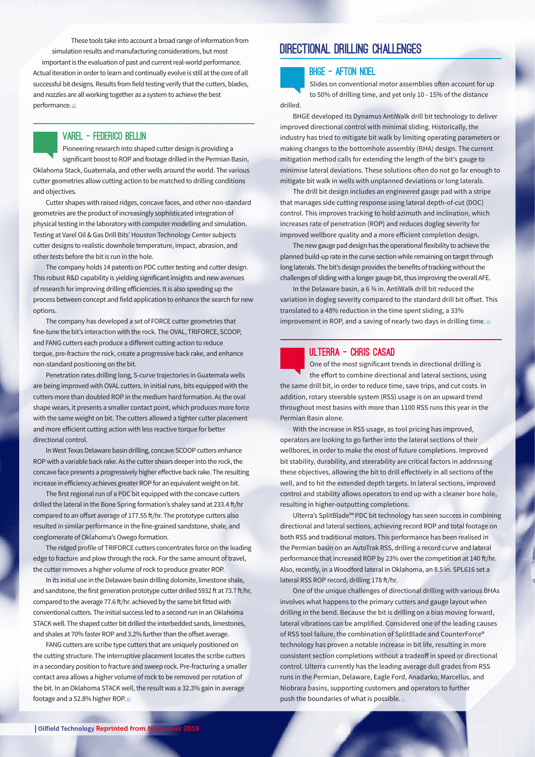These tools take into account a broad range of information from simulation results and manufacturing considerations, but most important is the evaluation of past and current real-world performance. Actual iteration in order to learn and continually evolve is still at the core of all successful bit designs. Results from field testing verify that the cutters, blades, and nozzles are all working together as a system to achieve the best performance.

## Varel – Federico Bellin

Pioneering research into shaped cutter design is providing a significant boost to ROP and footage drilled in the Permian Basin, Oklahoma Stack, Guatemala, and other wells around the world. The various cutter geometries allow cutting action to be matched to drilling conditions and objectives.

Cutter shapes with raised ridges, concave faces, and other non-standard geometries are the product of increasingly sophisticated integration of physical testing in the laboratory with computer modelling and simulation. Testing at Varel Oil & Gas Drill Bits' Houston Technology Center subjects cutter designs to realistic downhole temperature, impact, abrasion, and other tests before the bit is run in the hole.

The company holds 14 patents on PDC cutter testing and cutter design. This robust R&D capability is yielding significant insights and new avenues of research for improving drilling efficiencies. It is also speeding up the process between concept and field application to enhance the search for new options.

The company has developed a set of FORCE cutter geometries that fine-tune the bit's interaction with the rock. The OVAL, TRIFORCE, SCOOP, and FANG cutters each produce a different cutting action to reduce torque, pre-fracture the rock, create a progressive back rake, and enhance non-standard positioning on the bit.

Penetration rates drilling long, S-curve trajectories in Guatemala wells are being improved with OVAL cutters. In initial runs, bits equipped with the cutters more than doubled ROP in the medium hard formation. As the oval shape wears, it presents a smaller contact point, which produces more force with the same weight on bit. The cutters allowed a tighter cutter placement and more efficient cutting action with less reactive torque for better directional control.

In West Texas Delaware basin drilling, concave SCOOP cutters enhance ROP with a variable back rake. As the cutter shears deeper into the rock, the concave face presents a progressively higher effective back rake. The resulting increase in efficiency achieves greater ROP for an equivalent weight on bit.

The first regional run of a PDC bit equipped with the concave cutters drilled the lateral in the Bone Spring formation's shaley sand at 233.4 ft/hr compared to an offset average of 177.55 ft/hr. The prototype cutters also resulted in similar performance in the fine-grained sandstone, shale, and conglomerate of Oklahoma's Owego formation.

The ridged profile of TRIFORCE cutters concentrates force on the leading edge to fracture and plow through the rock. For the same amount of travel, the cutter removes a higher volume of rock to produce greater ROP.

In its initial use in the Delaware basin drilling dolomite, limestone shale, and sandstone, the first generation prototype cutter drilled 5932 ft at 73.7 ft/hr, compared to the average 77.6 ft/hr. achieved by the same bit fitted with conventional cutters. The initial success led to a second run in an Oklahoma STACK well. The shaped cutter bit drilled the interbedded sands, limestones, and shales at 70% faster ROP and 3.2% further than the offset average.

FANG cutters are scribe type cutters that are uniquely positioned on the cutting structure. The interruptive placement locates the scribe cutters in a secondary position to fracture and sweep rock. Pre-fracturing a smaller contact area allows a higher volume of rock to be removed per rotation of the bit. In an Oklahoma STACK well, the result was a 32.3% gain in average footage and a 52.8% higher ROP.

# Directional drilling challenges

## BHGE – Afton Noel

Slides on conventional motor assemblies often account for up to 50% of drilling time, and yet only 10 - 15% of the distance drilled.

BHGE developed its Dynamus AntiWalk drill bit technology to deliver improved directional control with minimal sliding. Historically, the industry has tried to mitigate bit walk by limiting operating parameters or making changes to the bottomhole assembly (BHA) design. The current mitigation method calls for extending the length of the bit's gauge to minimise lateral deviations. These solutions often do not go far enough to mitigate bit walk in wells with unplanned deviations or long laterals.

The drill bit design includes an engineered gauge pad with a stripe that manages side cutting response using lateral depth-of-cut (DOC) control. This improves tracking to hold azimuth and inclination, which increases rate of penetration (ROP) and reduces dogleg severity for improved wellbore quality and a more efficient completion design.

The new gauge pad design has the operational flexibility to achieve the planned build-up rate in the curve section while remaining on target through long laterals. The bit's design provides the benefits of tracking without the challenges of sliding with a longer gauge bit, thus improving the overall AFE.

In the Delaware basin, a 6 ¾ in. AntiWalk drill bit reduced the variation in dogleg severity compared to the standard drill bit offset. This translated to a 48% reduction in the time spent sliding, a 33% improvement in ROP, and a saving of nearly two days in drilling time.

## Ulterra – Chris Casad

One of the most significant trends in directional drilling is the effort to combine directional and lateral sections, using the same drill bit, in order to reduce time, save trips, and cut costs. In addition, rotary steerable system (RSS) usage is on an upward trend throughout most basins with more than 1100 RSS runs this year in the Permian Basin alone.

With the increase in RSS usage, as tool pricing has improved, operators are looking to go farther into the lateral sections of their wellbores, in order to make the most of future completions. Improved bit stability, durability, and steerability are critical factors in addressing these objectives, allowing the bit to drill effectively in all sections of the well, and to hit the extended depth targets. In lateral sections, improved control and stability allows operators to end up with a cleaner bore hole, resulting in higher-outputting completions.

Ulterra's SplitBlade™ PDC bit technology has seen success in combining directional and lateral sections, achieving record ROP and total footage on both RSS and traditional motors. This performance has been realised in the Permian basin on an AutoTrak RSS, drilling a record curve and lateral performance that increased ROP by 23% over the competition at 140 ft/hr. Also, recently, in a Woodford lateral in Oklahoma, an 8.5 in. SPL616 set a lateral RSS ROP record, drilling 178 ft/hr.

One of the unique challenges of directional drilling with various BHAs involves what happens to the primary cutters and gauge layout when drilling in the bend. Because the bit is drilling on a bias moving forward, lateral vibrations can be amplified. Considered one of the leading causes of RSS tool failure, the combination of SplitBlade and CounterForce® technology has proven a notable increase in bit life, resulting in more consistent section completions without a tradeoff in speed or directional control. Ulterra currently has the leading average dull grades from RSS runs in the Permian, Delaware, Eagle Ford, Anadarko, Marcellus, and Niobrara basins, supporting customers and operators to further push the boundaries of what is possible.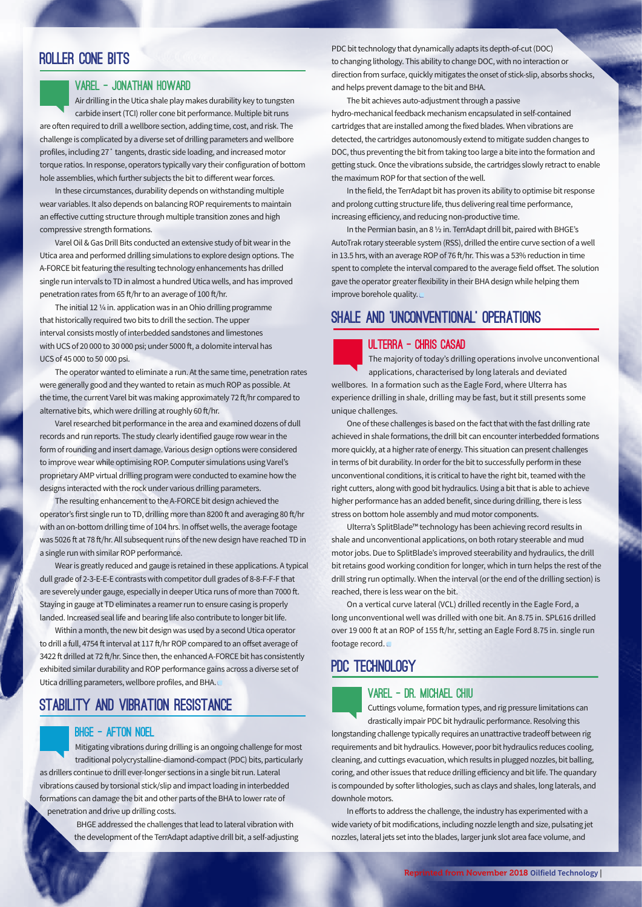## ROLLER CONE BITS

### VAREL – JONATHAN HOWARD

Air drilling in the Utica shale play makes durability key to tungsten carbide insert (TCI) roller cone bit performance. Multiple bit runs are often required to drill a wellbore section, adding time, cost, and risk. The challenge is complicated by a diverse set of drilling parameters and wellbore profiles, including 27˚ tangents, drastic side loading, and increased motor torque ratios. In response, operators typically vary their configuration of bottom hole assemblies, which further subjects the bit to different wear forces.

In these circumstances, durability depends on withstanding multiple wear variables. It also depends on balancing ROP requirements to maintain an effective cutting structure through multiple transition zones and high compressive strength formations.

Varel Oil & Gas Drill Bits conducted an extensive study of bit wear in the Utica area and performed drilling simulations to explore design options. The A-FORCE bit featuring the resulting technology enhancements has drilled single run intervals to TD in almost a hundred Utica wells, and has improved penetration rates from 65 ft/hr to an average of 100 ft/hr.

The initial 12 ¼ in. application was in an Ohio drilling programme that historically required two bits to drill the section. The upper interval consists mostly of interbedded sandstones and limestones with UCS of 20 000 to 30 000 psi; under 5000 ft, a dolomite interval has UCS of 45 000 to 50 000 psi.

The operator wanted to eliminate a run. At the same time, penetration rates were generally good and they wanted to retain as much ROP as possible. At the time, the current Varel bit was making approximately 72 ft/hr compared to alternative bits, which were drilling at roughly 60 ft/hr.

Varel researched bit performance in the area and examined dozens of dull records and run reports. The study clearly identified gauge row wear in the form of rounding and insert damage. Various design options were considered to improve wear while optimising ROP. Computer simulations using Varel's proprietary AMP virtual drilling program were conducted to examine how the designs interacted with the rock under various drilling parameters.

The resulting enhancement to the A-FORCE bit design achieved the operator's first single run to TD, drilling more than 8200 ft and averaging 80 ft/hr with an on-bottom drilling time of 104 hrs. In offset wells, the average footage was 5026 ft at 78 ft/hr. All subsequent runs of the new design have reached TD in a single run with similar ROP performance.

Wear is greatly reduced and gauge is retained in these applications. A typical dull grade of 2-3-E-E-E contrasts with competitor dull grades of 8-8-F-F-F that are severely under gauge, especially in deeper Utica runs of more than 7000 ft. Staying in gauge at TD eliminates a reamer run to ensure casing is properly landed. Increased seal life and bearing life also contribute to longer bit life.

Within a month, the new bit design was used by a second Utica operator to drill a full, 4754 ft interval at 117 ft/hr ROP compared to an offset average of 3422 ft drilled at 72 ft/hr. Since then, the enhanced A-FORCE bit has consistently exhibited similar durability and ROP performance gains across a diverse set of Utica drilling parameters, wellbore profiles, and BHA.

## STABILITY AND VIBRATION RESISTANCE

### BHGE – AFTON NOEL

Mitigating vibrations during drilling is an ongoing challenge for most traditional polycrystalline-diamond-compact (PDC) bits, particularly as drillers continue to drill ever-longer sections in a single bit run. Lateral vibrations caused by torsional stick/slip and impact loading in interbedded formations can damage the bit and other parts of the BHA to lower rate of penetration and drive up drilling costs.

BHGE addressed the challenges that lead to lateral vibration with the development of the TerrAdapt adaptive drill bit, a self-adjusting PDC bit technology that dynamically adapts its depth-of-cut (DOC) to changing lithology. This ability to change DOC, with no interaction or direction from surface, quickly mitigates the onset of stick-slip, absorbs shocks, and helps prevent damage to the bit and BHA.

The bit achieves auto-adjustment through a passive hydro-mechanical feedback mechanism encapsulated in self-contained cartridges that are installed among the fixed blades. When vibrations are detected, the cartridges autonomously extend to mitigate sudden changes to DOC, thus preventing the bit from taking too large a bite into the formation and getting stuck. Once the vibrations subside, the cartridges slowly retract to enable the maximum ROP for that section of the well.

In the field, the TerrAdapt bit has proven its ability to optimise bit response and prolong cutting structure life, thus delivering real time performance, increasing efficiency, and reducing non-productive time.

In the Permian basin, an 8 ½ in. TerrAdapt drill bit, paired with BHGE's AutoTrak rotary steerable system (RSS), drilled the entire curve section of a well in 13.5 hrs, with an average ROP of 76 ft/hr. This was a 53% reduction in time spent to complete the interval compared to the average field offset. The solution gave the operator greater flexibility in their BHA design while helping them improve borehole quality.

## SHALE AND 'UNCONVENTIONAL' OPERATIONS

### ULTERRA – CHRIS CASAD

The majority of today's drilling operations involve unconventional applications, characterised by long laterals and deviated wellbores. In a formation such as the Eagle Ford, where Ulterra has experience drilling in shale, drilling may be fast, but it still presents some unique challenges.

One of these challenges is based on the fact that with the fast drilling rate achieved in shale formations, the drill bit can encounter interbedded formations more quickly, at a higher rate of energy. This situation can present challenges in terms of bit durability. In order for the bit to successfully perform in these unconventional conditions, it is critical to have the right bit, teamed with the right cutters, along with good bit hydraulics. Using a bit that is able to achieve higher performance has an added benefit, since during drilling, there is less stress on bottom hole assembly and mud motor components.

Ulterra's SplitBlade™ technology has been achieving record results in shale and unconventional applications, on both rotary steerable and mud motor jobs. Due to SplitBlade's improved steerability and hydraulics, the drill bit retains good working condition for longer, which in turn helps the rest of the drill string run optimally. When the interval (or the end of the drilling section) is reached, there is less wear on the bit.

On a vertical curve lateral (VCL) drilled recently in the Eagle Ford, a long unconventional well was drilled with one bit. An 8.75 in. SPL616 drilled over 19 000 ft at an ROP of 155 ft/hr, setting an Eagle Ford 8.75 in. single run footage record.

## PDC TECHNOLOGY

### VAREL – DR. MICHAEL CHIU

Cuttings volume, formation types, and rig pressure limitations can drastically impair PDC bit hydraulic performance. Resolving this longstanding challenge typically requires an unattractive tradeoff between rig requirements and bit hydraulics. However, poor bit hydraulics reduces cooling, cleaning, and cuttings evacuation, which results in plugged nozzles, bit balling, coring, and other issues that reduce drilling efficiency and bit life. The quandary is compounded by softer lithologies, such as clays and shales, long laterals, and downhole motors.

In efforts to address the challenge, the industry has experimented with a wide variety of bit modifications, including nozzle length and size, pulsating jet nozzles, lateral jets set into the blades, larger junk slot area face volume, and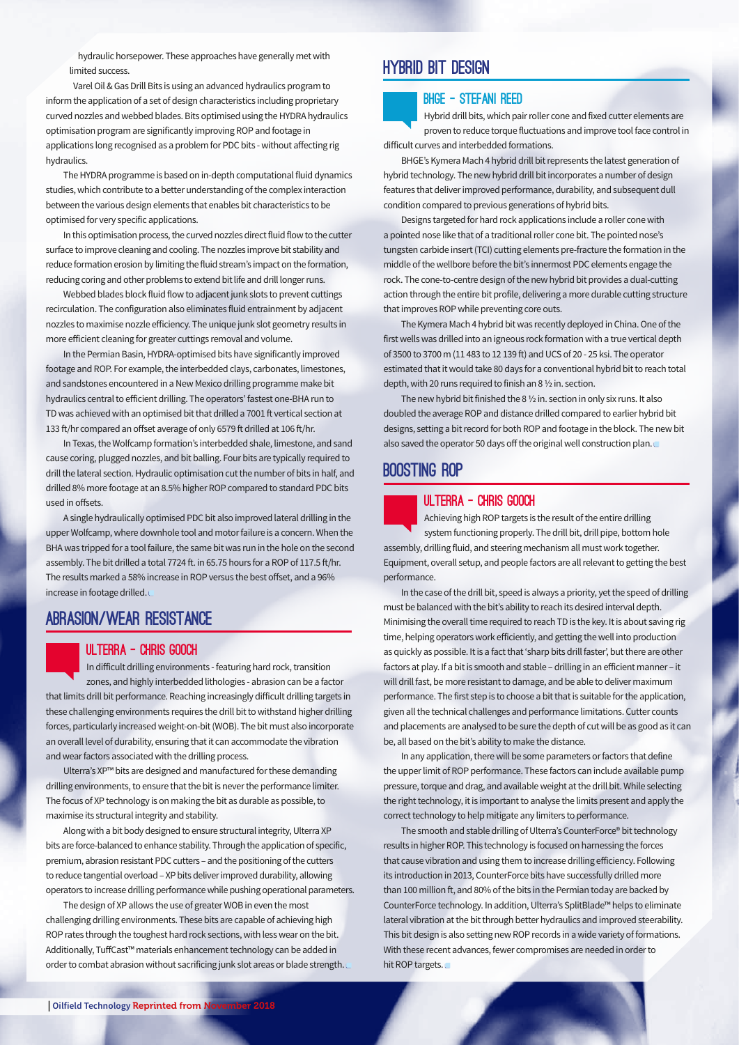hydraulic horsepower. These approaches have generally met with limited success.

Varel Oil & Gas Drill Bits is using an advanced hydraulics program to inform the application of a set of design characteristics including proprietary curved nozzles and webbed blades. Bits optimised using the HYDRA hydraulics optimisation program are significantly improving ROP and footage in applications long recognised as a problem for PDC bits - without affecting rig hydraulics.

The HYDRA programme is based on in-depth computational fluid dynamics studies, which contribute to a better understanding of the complex interaction between the various design elements that enables bit characteristics to be optimised for very specific applications.

In this optimisation process, the curved nozzles direct fluid flow to the cutter surface to improve cleaning and cooling. The nozzles improve bit stability and reduce formation erosion by limiting the fluid stream's impact on the formation, reducing coring and other problems to extend bit life and drill longer runs.

Webbed blades block fluid flow to adjacent junk slots to prevent cuttings recirculation. The configuration also eliminates fluid entrainment by adjacent nozzles to maximise nozzle efficiency. The unique junk slot geometry results in more efficient cleaning for greater cuttings removal and volume.

In the Permian Basin, HYDRA-optimised bits have significantly improved footage and ROP. For example, the interbedded clays, carbonates, limestones, and sandstones encountered in a New Mexico drilling programme make bit hydraulics central to efficient drilling. The operators' fastest one-BHA run to TD was achieved with an optimised bit that drilled a 7001 ft vertical section at 133 ft/hr compared an offset average of only 6579 ft drilled at 106 ft/hr.

In Texas, the Wolfcamp formation's interbedded shale, limestone, and sand cause coring, plugged nozzles, and bit balling. Four bits are typically required to drill the lateral section. Hydraulic optimisation cut the number of bits in half, and drilled 8% more footage at an 8.5% higher ROP compared to standard PDC bits used in offsets.

A single hydraulically optimised PDC bit also improved lateral drilling in the upper Wolfcamp, where downhole tool and motor failure is a concern. When the BHA was tripped for a tool failure, the same bit was run in the hole on the second assembly. The bit drilled a total 7724 ft. in 65.75 hours for a ROP of 117.5 ft/hr. The results marked a 58% increase in ROP versus the best offset, and a 96% increase in footage drilled.

## Abrasion/wear resistance

### Ulterra - Chris Gooch

In difficult drilling environments - featuring hard rock, transition zones, and highly interbedded lithologies - abrasion can be a factor that limits drill bit performance. Reaching increasingly difficult drilling targets in these challenging environments requires the drill bit to withstand higher drilling forces, particularly increased weight-on-bit (WOB). The bit must also incorporate an overall level of durability, ensuring that it can accommodate the vibration and wear factors associated with the drilling process.

Ulterra's XP™ bits are designed and manufactured for these demanding drilling environments, to ensure that the bit is never the performance limiter. The focus of XP technology is on making the bit as durable as possible, to maximise its structural integrity and stability.

Along with a bit body designed to ensure structural integrity, Ulterra XP bits are force-balanced to enhance stability. Through the application of specific, premium, abrasion resistant PDC cutters – and the positioning of the cutters to reduce tangential overload – XP bits deliver improved durability, allowing operators to increase drilling performance while pushing operational parameters.

The design of XP allows the use of greater WOB in even the most challenging drilling environments. These bits are capable of achieving high ROP rates through the toughest hard rock sections, with less wear on the bit. Additionally, TuffCast™ materials enhancement technology can be added in order to combat abrasion without sacrificing junk slot areas or blade strength.

## Hybrid bit design

### BHGE - Stefani Reed

Hybrid drill bits, which pair roller cone and fixed cutter elements are proven to reduce torque fluctuations and improve tool face control in difficult curves and interbedded formations.

BHGE's Kymera Mach 4 hybrid drill bit represents the latest generation of hybrid technology. The new hybrid drill bit incorporates a number of design features that deliver improved performance, durability, and subsequent dull condition compared to previous generations of hybrid bits.

Designs targeted for hard rock applications include a roller cone with a pointed nose like that of a traditional roller cone bit. The pointed nose's tungsten carbide insert (TCI) cutting elements pre-fracture the formation in the middle of the wellbore before the bit's innermost PDC elements engage the rock. The cone-to-centre design of the new hybrid bit provides a dual-cutting action through the entire bit profile, delivering a more durable cutting structure that improves ROP while preventing core outs.

The Kymera Mach 4 hybrid bit was recently deployed in China. One of the first wells was drilled into an igneous rock formation with a true vertical depth of 3500 to 3700 m (11 483 to 12 139 ft) and UCS of 20 - 25 ksi. The operator estimated that it would take 80 days for a conventional hybrid bit to reach total depth, with 20 runs required to finish an 8 ½ in. section.

The new hybrid bit finished the 8 ½ in. section in only six runs. It also doubled the average ROP and distance drilled compared to earlier hybrid bit designs, setting a bit record for both ROP and footage in the block. The new bit also saved the operator 50 days off the original well construction plan.

## Boosting ROP

### Ulterra - Chris Gooch

Achieving high ROP targets is the result of the entire drilling system functioning properly. The drill bit, drill pipe, bottom hole assembly, drilling fluid, and steering mechanism all must work together. Equipment, overall setup, and people factors are all relevant to getting the best performance.

In the case of the drill bit, speed is always a priority, yet the speed of drilling must be balanced with the bit's ability to reach its desired interval depth. Minimising the overall time required to reach TD is the key. It is about saving rig time, helping operators work efficiently, and getting the well into production as quickly as possible. It is a fact that 'sharp bits drill faster', but there are other factors at play. If a bit is smooth and stable – drilling in an efficient manner – it will drill fast, be more resistant to damage, and be able to deliver maximum performance. The first step is to choose a bit that is suitable for the application, given all the technical challenges and performance limitations. Cutter counts and placements are analysed to be sure the depth of cut will be as good as it can be, all based on the bit's ability to make the distance.

In any application, there will be some parameters or factors that define the upper limit of ROP performance. These factors can include available pump pressure, torque and drag, and available weight at the drill bit. While selecting the right technology, it is important to analyse the limits present and apply the correct technology to help mitigate any limiters to performance.

The smooth and stable drilling of Ulterra's CounterForce® bit technology results in higher ROP. This technology is focused on harnessing the forces that cause vibration and using them to increase drilling efficiency. Following its introduction in 2013, CounterForce bits have successfully drilled more than 100 million ft, and 80% of the bits in the Permian today are backed by CounterForce technology. In addition, Ulterra's SplitBlade™ helps to eliminate lateral vibration at the bit through better hydraulics and improved steerability. This bit design is also setting new ROP records in a wide variety of formations. With these recent advances, fewer compromises are needed in order to hit ROP targets.